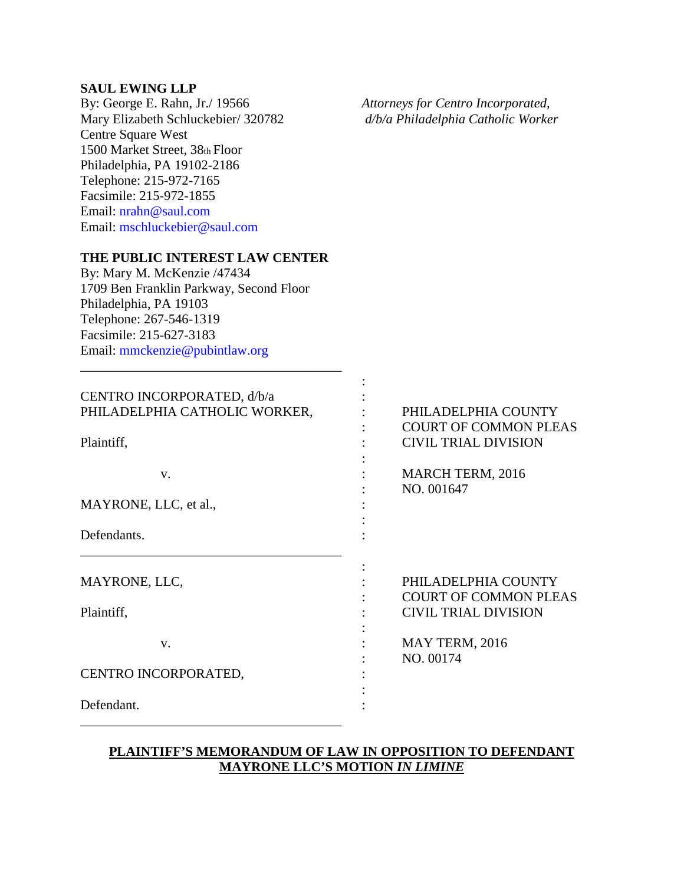**SAUL EWING LLP**
By: George E. Rahn, Jr./ 19566
Mary Elizabeth Schluckebier/ 320782
Centre Square West
1500 Market Street, 38th Floor
Philadelphia, PA 19102-2186
Telephone: 215-972-7165
Facsimile: 215-972-1855
Email: nrahn@saul.com
Email: mschluckebier@saul.com

*Attorneys for Centro Incorporated, d/b/a Philadelphia Catholic Worker*

**THE PUBLIC INTEREST LAW CENTER**
By: Mary M. McKenzie /47434
1709 Ben Franklin Parkway, Second Floor
Philadelphia, PA 19103
Telephone: 267-546-1319
Facsimile: 215-627-3183
Email: mmckenzie@pubintlaw.org

| | |
|---|---|
| CENTRO INCORPORATED, d/b/a PHILADELPHIA CATHOLIC WORKER,<br><br>Plaintiff,<br><br>v.<br><br>MAYRONE, LLC, et al.,<br><br>Defendants. | PHILADELPHIA COUNTY<br>COURT OF COMMON PLEAS<br>CIVIL TRIAL DIVISION<br><br>MARCH TERM, 2016<br>NO. 001647 |
| MAYRONE, LLC,<br><br>Plaintiff,<br><br>v.<br><br>CENTRO INCORPORATED,<br><br>Defendant. | PHILADELPHIA COUNTY<br>COURT OF COMMON PLEAS<br>CIVIL TRIAL DIVISION<br><br>MAY TERM, 2016<br>NO. 00174 |

**PLAINTIFF'S MEMORANDUM OF LAW IN OPPOSITION TO DEFENDANT MAYRONE LLC'S MOTION *IN LIMINE***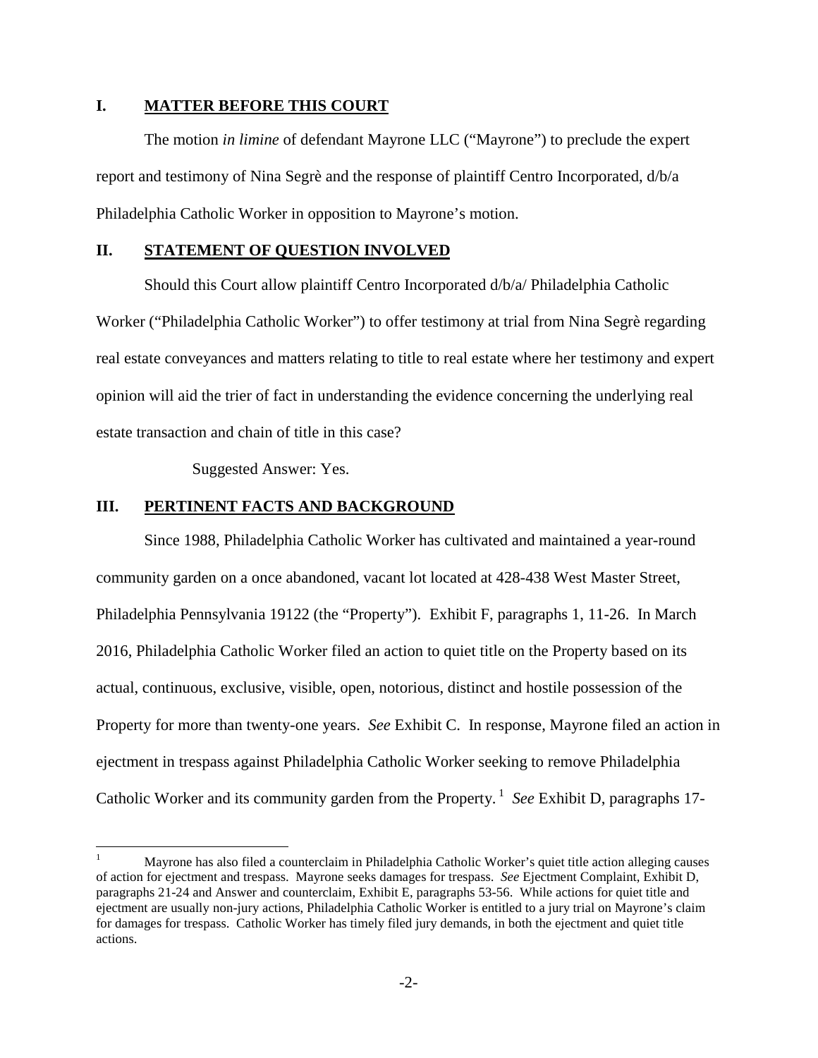## I. MATTER BEFORE THIS COURT

The motion *in limine* of defendant Mayrone LLC ("Mayrone") to preclude the expert report and testimony of Nina Segrè and the response of plaintiff Centro Incorporated, d/b/a Philadelphia Catholic Worker in opposition to Mayrone's motion.

## II. STATEMENT OF QUESTION INVOLVED

Should this Court allow plaintiff Centro Incorporated d/b/a/ Philadelphia Catholic Worker ("Philadelphia Catholic Worker") to offer testimony at trial from Nina Segrè regarding real estate conveyances and matters relating to title to real estate where her testimony and expert opinion will aid the trier of fact in understanding the evidence concerning the underlying real estate transaction and chain of title in this case?

Suggested Answer: Yes.

## III. PERTINENT FACTS AND BACKGROUND

Since 1988, Philadelphia Catholic Worker has cultivated and maintained a year-round community garden on a once abandoned, vacant lot located at 428-438 West Master Street, Philadelphia Pennsylvania 19122 (the "Property"). Exhibit F, paragraphs 1, 11-26. In March 2016, Philadelphia Catholic Worker filed an action to quiet title on the Property based on its actual, continuous, exclusive, visible, open, notorious, distinct and hostile possession of the Property for more than twenty-one years. *See* Exhibit C. In response, Mayrone filed an action in ejectment in trespass against Philadelphia Catholic Worker seeking to remove Philadelphia Catholic Worker and its community garden from the Property.[1] *See* Exhibit D, paragraphs 17-

---

[1] Mayrone has also filed a counterclaim in Philadelphia Catholic Worker's quiet title action alleging causes of action for ejectment and trespass. Mayrone seeks damages for trespass. *See* Ejectment Complaint, Exhibit D, paragraphs 21-24 and Answer and counterclaim, Exhibit E, paragraphs 53-56. While actions for quiet title and ejectment are usually non-jury actions, Philadelphia Catholic Worker is entitled to a jury trial on Mayrone's claim for damages for trespass. Catholic Worker has timely filed jury demands, in both the ejectment and quiet title actions.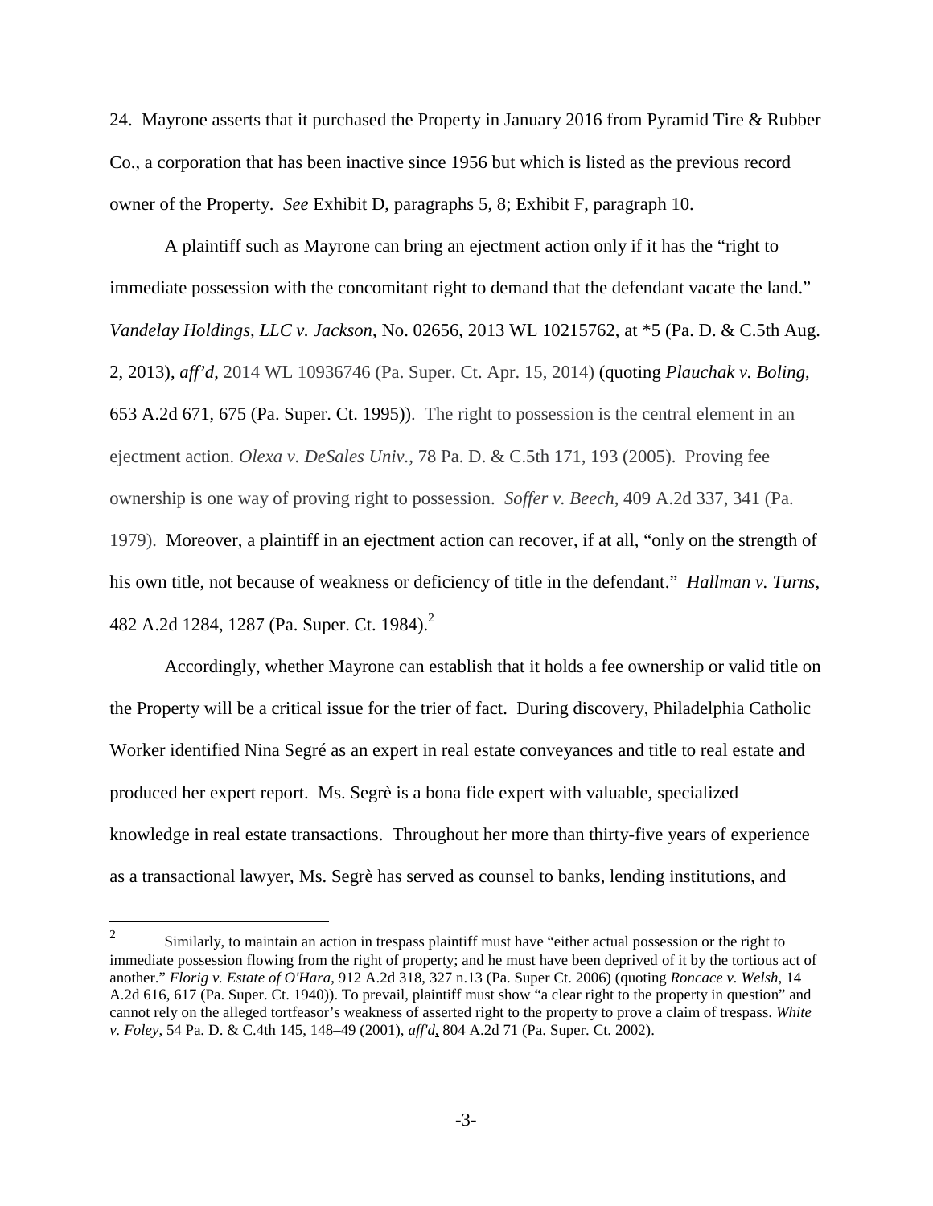24. Mayrone asserts that it purchased the Property in January 2016 from Pyramid Tire & Rubber Co., a corporation that has been inactive since 1956 but which is listed as the previous record owner of the Property. *See* Exhibit D, paragraphs 5, 8; Exhibit F, paragraph 10.

A plaintiff such as Mayrone can bring an ejectment action only if it has the "right to immediate possession with the concomitant right to demand that the defendant vacate the land." *Vandelay Holdings, LLC v. Jackson*, No. 02656, 2013 WL 10215762, at *5 (Pa. D. & C.5th Aug. 2, 2013), *aff'd*, 2014 WL 10936746 (Pa. Super. Ct. Apr. 15, 2014) (quoting *Plauchak v. Boling*, 653 A.2d 671, 675 (Pa. Super. Ct. 1995)). The right to possession is the central element in an ejectment action. *Olexa v. DeSales Univ.*, 78 Pa. D. & C.5th 171, 193 (2005). Proving fee ownership is one way of proving right to possession. *Soffer v. Beech*, 409 A.2d 337, 341 (Pa. 1979). Moreover, a plaintiff in an ejectment action can recover, if at all, "only on the strength of his own title, not because of weakness or deficiency of title in the defendant." *Hallman v. Turns*, 482 A.2d 1284, 1287 (Pa. Super. Ct. 1984).[2]

Accordingly, whether Mayrone can establish that it holds a fee ownership or valid title on the Property will be a critical issue for the trier of fact. During discovery, Philadelphia Catholic Worker identified Nina Segré as an expert in real estate conveyances and title to real estate and produced her expert report. Ms. Segrè is a bona fide expert with valuable, specialized knowledge in real estate transactions. Throughout her more than thirty-five years of experience as a transactional lawyer, Ms. Segrè has served as counsel to banks, lending institutions, and

---

[2] Similarly, to maintain an action in trespass plaintiff must have "either actual possession or the right to immediate possession flowing from the right of property; and he must have been deprived of it by the tortious act of another." *Florig v. Estate of O'Hara*, 912 A.2d 318, 327 n.13 (Pa. Super Ct. 2006) (quoting *Roncace v. Welsh*, 14 A.2d 616, 617 (Pa. Super. Ct. 1940)). To prevail, plaintiff must show "a clear right to the property in question" and cannot rely on the alleged tortfeasor's weakness of asserted right to the property to prove a claim of trespass. *White v. Foley*, 54 Pa. D. & C.4th 145, 148–49 (2001), *aff'd*, 804 A.2d 71 (Pa. Super. Ct. 2002).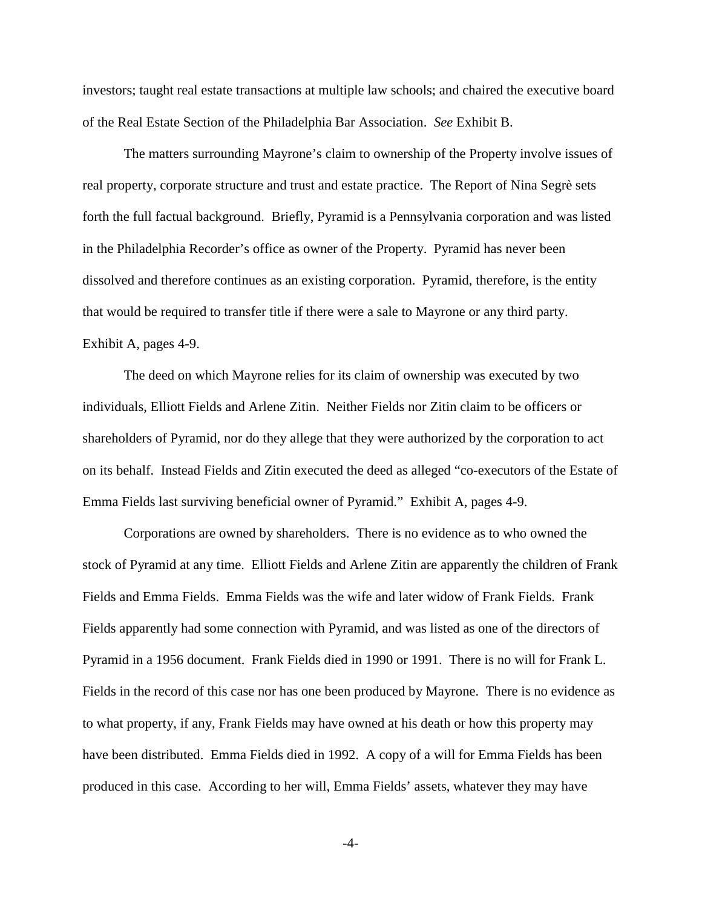investors; taught real estate transactions at multiple law schools; and chaired the executive board of the Real Estate Section of the Philadelphia Bar Association. *See* Exhibit B.

The matters surrounding Mayrone's claim to ownership of the Property involve issues of real property, corporate structure and trust and estate practice. The Report of Nina Segrè sets forth the full factual background. Briefly, Pyramid is a Pennsylvania corporation and was listed in the Philadelphia Recorder's office as owner of the Property. Pyramid has never been dissolved and therefore continues as an existing corporation. Pyramid, therefore, is the entity that would be required to transfer title if there were a sale to Mayrone or any third party. Exhibit A, pages 4-9.

The deed on which Mayrone relies for its claim of ownership was executed by two individuals, Elliott Fields and Arlene Zitin. Neither Fields nor Zitin claim to be officers or shareholders of Pyramid, nor do they allege that they were authorized by the corporation to act on its behalf. Instead Fields and Zitin executed the deed as alleged "co-executors of the Estate of Emma Fields last surviving beneficial owner of Pyramid." Exhibit A, pages 4-9.

Corporations are owned by shareholders. There is no evidence as to who owned the stock of Pyramid at any time. Elliott Fields and Arlene Zitin are apparently the children of Frank Fields and Emma Fields. Emma Fields was the wife and later widow of Frank Fields. Frank Fields apparently had some connection with Pyramid, and was listed as one of the directors of Pyramid in a 1956 document. Frank Fields died in 1990 or 1991. There is no will for Frank L. Fields in the record of this case nor has one been produced by Mayrone. There is no evidence as to what property, if any, Frank Fields may have owned at his death or how this property may have been distributed. Emma Fields died in 1992. A copy of a will for Emma Fields has been produced in this case. According to her will, Emma Fields' assets, whatever they may have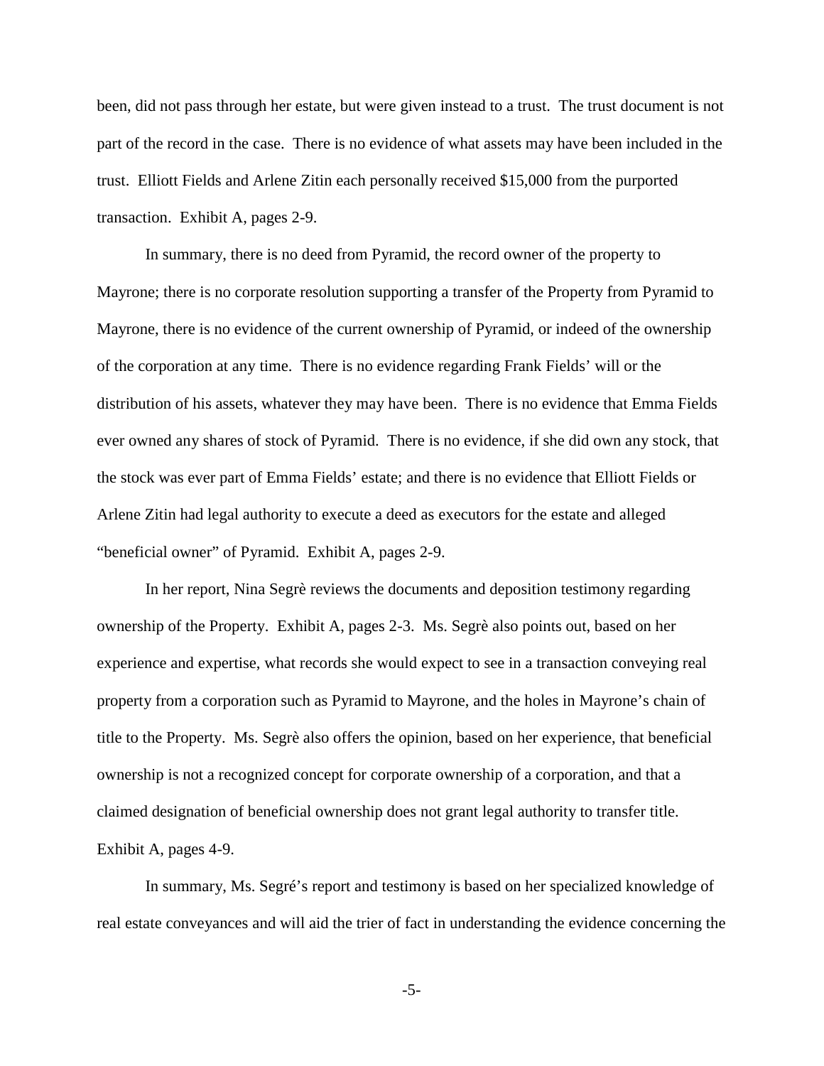been, did not pass through her estate, but were given instead to a trust. The trust document is not part of the record in the case. There is no evidence of what assets may have been included in the trust. Elliott Fields and Arlene Zitin each personally received $15,000 from the purported transaction. Exhibit A, pages 2-9.

In summary, there is no deed from Pyramid, the record owner of the property to Mayrone; there is no corporate resolution supporting a transfer of the Property from Pyramid to Mayrone, there is no evidence of the current ownership of Pyramid, or indeed of the ownership of the corporation at any time. There is no evidence regarding Frank Fields' will or the distribution of his assets, whatever they may have been. There is no evidence that Emma Fields ever owned any shares of stock of Pyramid. There is no evidence, if she did own any stock, that the stock was ever part of Emma Fields' estate; and there is no evidence that Elliott Fields or Arlene Zitin had legal authority to execute a deed as executors for the estate and alleged "beneficial owner" of Pyramid. Exhibit A, pages 2-9.

In her report, Nina Segrè reviews the documents and deposition testimony regarding ownership of the Property. Exhibit A, pages 2-3. Ms. Segrè also points out, based on her experience and expertise, what records she would expect to see in a transaction conveying real property from a corporation such as Pyramid to Mayrone, and the holes in Mayrone's chain of title to the Property. Ms. Segrè also offers the opinion, based on her experience, that beneficial ownership is not a recognized concept for corporate ownership of a corporation, and that a claimed designation of beneficial ownership does not grant legal authority to transfer title. Exhibit A, pages 4-9.

In summary, Ms. Segré's report and testimony is based on her specialized knowledge of real estate conveyances and will aid the trier of fact in understanding the evidence concerning the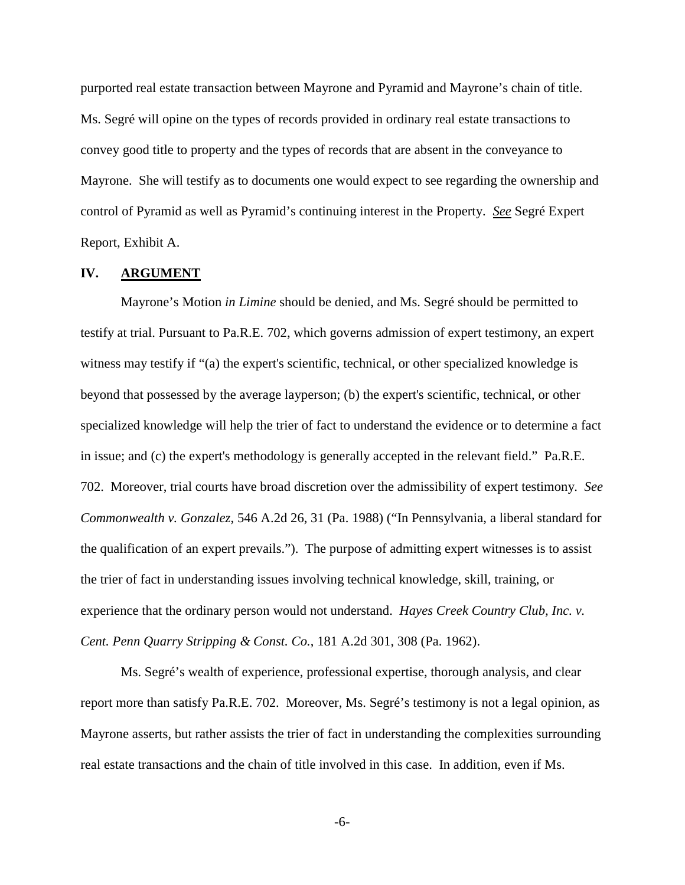purported real estate transaction between Mayrone and Pyramid and Mayrone's chain of title. Ms. Segré will opine on the types of records provided in ordinary real estate transactions to convey good title to property and the types of records that are absent in the conveyance to Mayrone. She will testify as to documents one would expect to see regarding the ownership and control of Pyramid as well as Pyramid's continuing interest in the Property. *See* Segré Expert Report, Exhibit A.

## IV. ARGUMENT

Mayrone's Motion *in Limine* should be denied, and Ms. Segré should be permitted to testify at trial. Pursuant to Pa.R.E. 702, which governs admission of expert testimony, an expert witness may testify if "(a) the expert's scientific, technical, or other specialized knowledge is beyond that possessed by the average layperson; (b) the expert's scientific, technical, or other specialized knowledge will help the trier of fact to understand the evidence or to determine a fact in issue; and (c) the expert's methodology is generally accepted in the relevant field." Pa.R.E. 702. Moreover, trial courts have broad discretion over the admissibility of expert testimony. *See Commonwealth v. Gonzalez*, 546 A.2d 26, 31 (Pa. 1988) ("In Pennsylvania, a liberal standard for the qualification of an expert prevails."). The purpose of admitting expert witnesses is to assist the trier of fact in understanding issues involving technical knowledge, skill, training, or experience that the ordinary person would not understand. *Hayes Creek Country Club, Inc. v. Cent. Penn Quarry Stripping & Const. Co.*, 181 A.2d 301, 308 (Pa. 1962).

Ms. Segré's wealth of experience, professional expertise, thorough analysis, and clear report more than satisfy Pa.R.E. 702. Moreover, Ms. Segré's testimony is not a legal opinion, as Mayrone asserts, but rather assists the trier of fact in understanding the complexities surrounding real estate transactions and the chain of title involved in this case. In addition, even if Ms.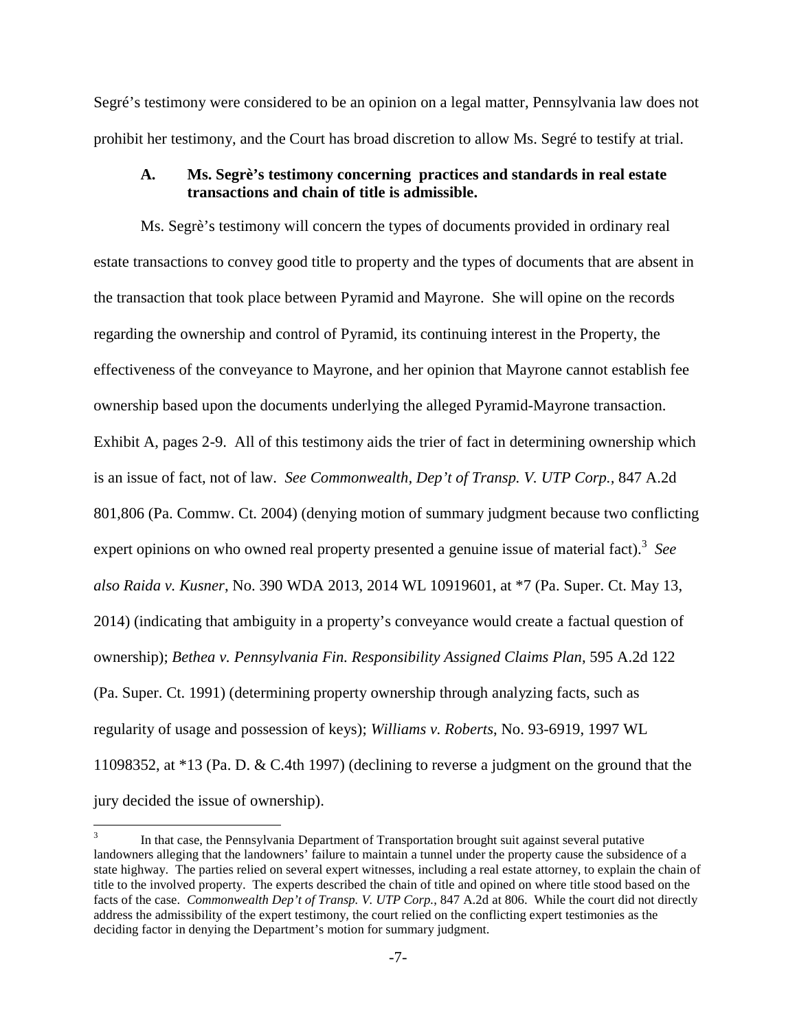Segré's testimony were considered to be an opinion on a legal matter, Pennsylvania law does not prohibit her testimony, and the Court has broad discretion to allow Ms. Segré to testify at trial.

### A. Ms. Segrè's testimony concerning practices and standards in real estate transactions and chain of title is admissible.

Ms. Segrè's testimony will concern the types of documents provided in ordinary real estate transactions to convey good title to property and the types of documents that are absent in the transaction that took place between Pyramid and Mayrone. She will opine on the records regarding the ownership and control of Pyramid, its continuing interest in the Property, the effectiveness of the conveyance to Mayrone, and her opinion that Mayrone cannot establish fee ownership based upon the documents underlying the alleged Pyramid-Mayrone transaction. Exhibit A, pages 2-9. All of this testimony aids the trier of fact in determining ownership which is an issue of fact, not of law. *See Commonwealth, Dep't of Transp. V. UTP Corp.*, 847 A.2d 801,806 (Pa. Commw. Ct. 2004) (denying motion of summary judgment because two conflicting expert opinions on who owned real property presented a genuine issue of material fact).[3] *See also Raida v. Kusner*, No. 390 WDA 2013, 2014 WL 10919601, at *7 (Pa. Super. Ct. May 13, 2014) (indicating that ambiguity in a property's conveyance would create a factual question of ownership); *Bethea v. Pennsylvania Fin. Responsibility Assigned Claims Plan*, 595 A.2d 122 (Pa. Super. Ct. 1991) (determining property ownership through analyzing facts, such as regularity of usage and possession of keys); *Williams v. Roberts*, No. 93-6919, 1997 WL 11098352, at *13 (Pa. D. & C.4th 1997) (declining to reverse a judgment on the ground that the jury decided the issue of ownership).

---

[3] In that case, the Pennsylvania Department of Transportation brought suit against several putative landowners alleging that the landowners' failure to maintain a tunnel under the property cause the subsidence of a state highway. The parties relied on several expert witnesses, including a real estate attorney, to explain the chain of title to the involved property. The experts described the chain of title and opined on where title stood based on the facts of the case. *Commonwealth Dep't of Transp. V. UTP Corp.*, 847 A.2d at 806. While the court did not directly address the admissibility of the expert testimony, the court relied on the conflicting expert testimonies as the deciding factor in denying the Department's motion for summary judgment.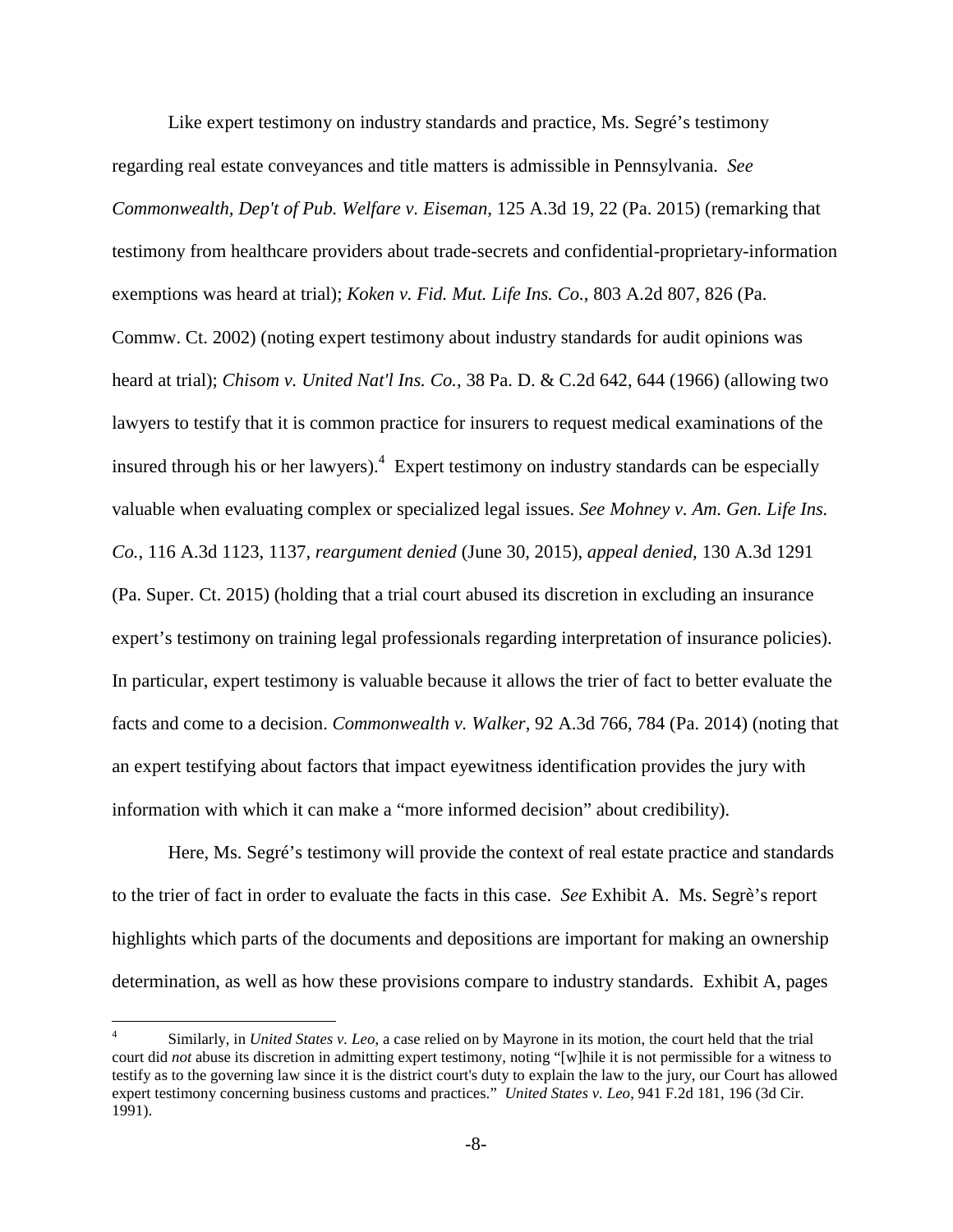Like expert testimony on industry standards and practice, Ms. Segré's testimony regarding real estate conveyances and title matters is admissible in Pennsylvania. *See Commonwealth, Dep't of Pub. Welfare v. Eiseman*, 125 A.3d 19, 22 (Pa. 2015) (remarking that testimony from healthcare providers about trade-secrets and confidential-proprietary-information exemptions was heard at trial); *Koken v. Fid. Mut. Life Ins. Co.*, 803 A.2d 807, 826 (Pa. Commw. Ct. 2002) (noting expert testimony about industry standards for audit opinions was heard at trial); *Chisom v. United Nat'l Ins. Co.*, 38 Pa. D. & C.2d 642, 644 (1966) (allowing two lawyers to testify that it is common practice for insurers to request medical examinations of the insured through his or her lawyers).[4] Expert testimony on industry standards can be especially valuable when evaluating complex or specialized legal issues. *See Mohney v. Am. Gen. Life Ins. Co.*, 116 A.3d 1123, 1137, *reargument denied* (June 30, 2015), *appeal denied*, 130 A.3d 1291 (Pa. Super. Ct. 2015) (holding that a trial court abused its discretion in excluding an insurance expert's testimony on training legal professionals regarding interpretation of insurance policies). In particular, expert testimony is valuable because it allows the trier of fact to better evaluate the facts and come to a decision. *Commonwealth v. Walker*, 92 A.3d 766, 784 (Pa. 2014) (noting that an expert testifying about factors that impact eyewitness identification provides the jury with information with which it can make a "more informed decision" about credibility).

Here, Ms. Segré's testimony will provide the context of real estate practice and standards to the trier of fact in order to evaluate the facts in this case. *See* Exhibit A. Ms. Segrè's report highlights which parts of the documents and depositions are important for making an ownership determination, as well as how these provisions compare to industry standards. Exhibit A, pages

---

[4] Similarly, in *United States v. Leo*, a case relied on by Mayrone in its motion, the court held that the trial court did *not* abuse its discretion in admitting expert testimony, noting "[w]hile it is not permissible for a witness to testify as to the governing law since it is the district court's duty to explain the law to the jury, our Court has allowed expert testimony concerning business customs and practices." *United States v. Leo*, 941 F.2d 181, 196 (3d Cir. 1991).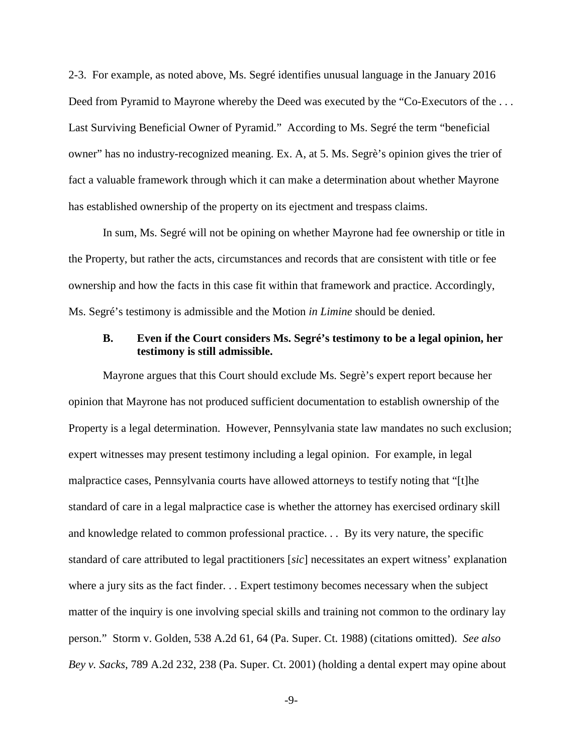2-3. For example, as noted above, Ms. Segré identifies unusual language in the January 2016 Deed from Pyramid to Mayrone whereby the Deed was executed by the "Co-Executors of the . . . Last Surviving Beneficial Owner of Pyramid." According to Ms. Segré the term "beneficial owner" has no industry-recognized meaning. Ex. A, at 5. Ms. Segrè's opinion gives the trier of fact a valuable framework through which it can make a determination about whether Mayrone has established ownership of the property on its ejectment and trespass claims.

In sum, Ms. Segré will not be opining on whether Mayrone had fee ownership or title in the Property, but rather the acts, circumstances and records that are consistent with title or fee ownership and how the facts in this case fit within that framework and practice. Accordingly, Ms. Segré's testimony is admissible and the Motion *in Limine* should be denied.

### **B. Even if the Court considers Ms. Segré's testimony to be a legal opinion, her testimony is still admissible.**

Mayrone argues that this Court should exclude Ms. Segrè's expert report because her opinion that Mayrone has not produced sufficient documentation to establish ownership of the Property is a legal determination. However, Pennsylvania state law mandates no such exclusion; expert witnesses may present testimony including a legal opinion. For example, in legal malpractice cases, Pennsylvania courts have allowed attorneys to testify noting that "[t]he standard of care in a legal malpractice case is whether the attorney has exercised ordinary skill and knowledge related to common professional practice. . . By its very nature, the specific standard of care attributed to legal practitioners [*sic*] necessitates an expert witness' explanation where a jury sits as the fact finder. . . Expert testimony becomes necessary when the subject matter of the inquiry is one involving special skills and training not common to the ordinary lay person." Storm v. Golden, 538 A.2d 61, 64 (Pa. Super. Ct. 1988) (citations omitted). *See also Bey v. Sacks*, 789 A.2d 232, 238 (Pa. Super. Ct. 2001) (holding a dental expert may opine about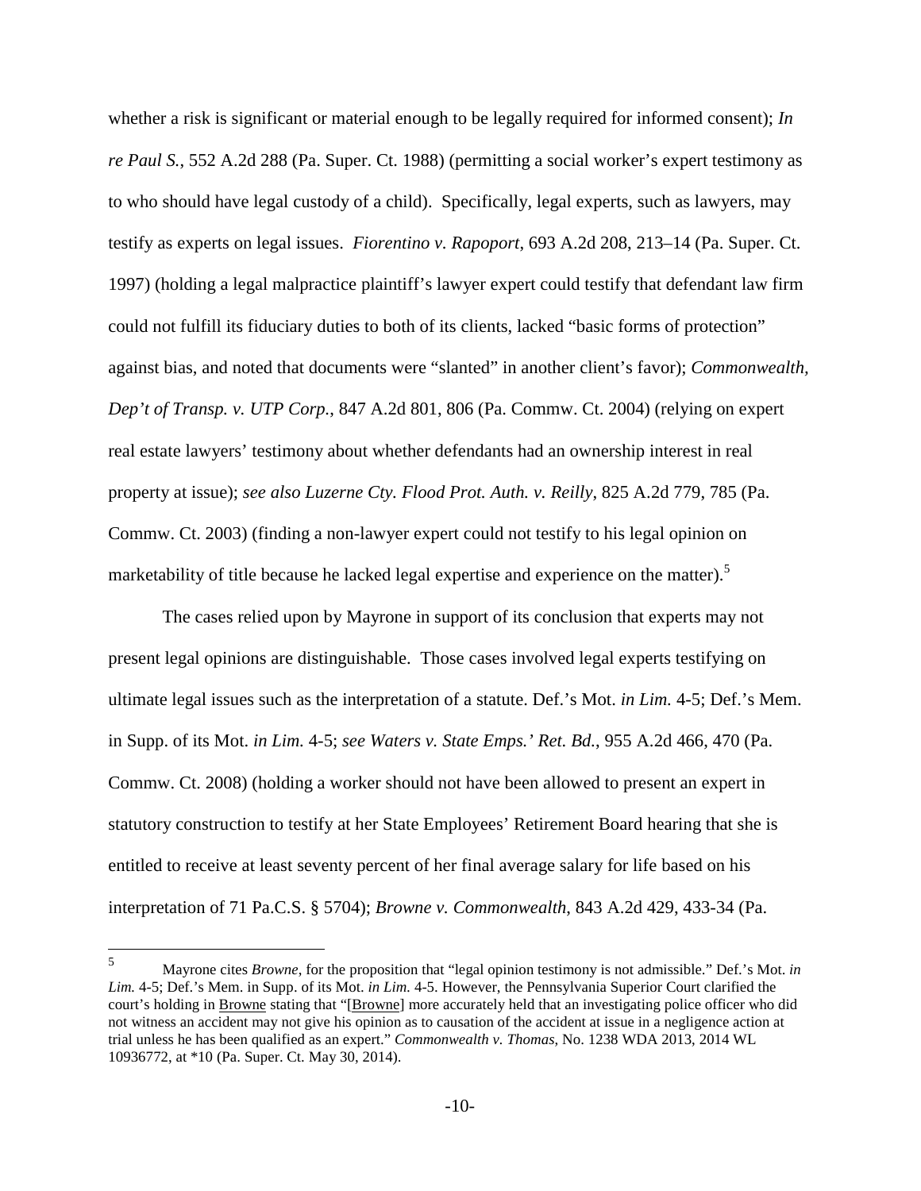whether a risk is significant or material enough to be legally required for informed consent); *In re Paul S.*, 552 A.2d 288 (Pa. Super. Ct. 1988) (permitting a social worker's expert testimony as to who should have legal custody of a child). Specifically, legal experts, such as lawyers, may testify as experts on legal issues. *Fiorentino v. Rapoport*, 693 A.2d 208, 213–14 (Pa. Super. Ct. 1997) (holding a legal malpractice plaintiff's lawyer expert could testify that defendant law firm could not fulfill its fiduciary duties to both of its clients, lacked "basic forms of protection" against bias, and noted that documents were "slanted" in another client's favor); *Commonwealth, Dep't of Transp. v. UTP Corp.*, 847 A.2d 801, 806 (Pa. Commw. Ct. 2004) (relying on expert real estate lawyers' testimony about whether defendants had an ownership interest in real property at issue); *see also Luzerne Cty. Flood Prot. Auth. v. Reilly*, 825 A.2d 779, 785 (Pa. Commw. Ct. 2003) (finding a non-lawyer expert could not testify to his legal opinion on marketability of title because he lacked legal expertise and experience on the matter).[5]

The cases relied upon by Mayrone in support of its conclusion that experts may not present legal opinions are distinguishable. Those cases involved legal experts testifying on ultimate legal issues such as the interpretation of a statute. Def.'s Mot. *in Lim.* 4-5; Def.'s Mem. in Supp. of its Mot. *in Lim.* 4-5; *see Waters v. State Emps.' Ret. Bd.*, 955 A.2d 466, 470 (Pa. Commw. Ct. 2008) (holding a worker should not have been allowed to present an expert in statutory construction to testify at her State Employees' Retirement Board hearing that she is entitled to receive at least seventy percent of her final average salary for life based on his interpretation of 71 Pa.C.S. § 5704); *Browne v. Commonwealth*, 843 A.2d 429, 433-34 (Pa.

---

[5] Mayrone cites *Browne*, for the proposition that "legal opinion testimony is not admissible." Def.'s Mot. *in Lim.* 4-5; Def.'s Mem. in Supp. of its Mot. *in Lim.* 4-5. However, the Pennsylvania Superior Court clarified the court's holding in Browne stating that "[Browne] more accurately held that an investigating police officer who did not witness an accident may not give his opinion as to causation of the accident at issue in a negligence action at trial unless he has been qualified as an expert." *Commonwealth v. Thomas*, No. 1238 WDA 2013, 2014 WL 10936772, at *10 (Pa. Super. Ct. May 30, 2014).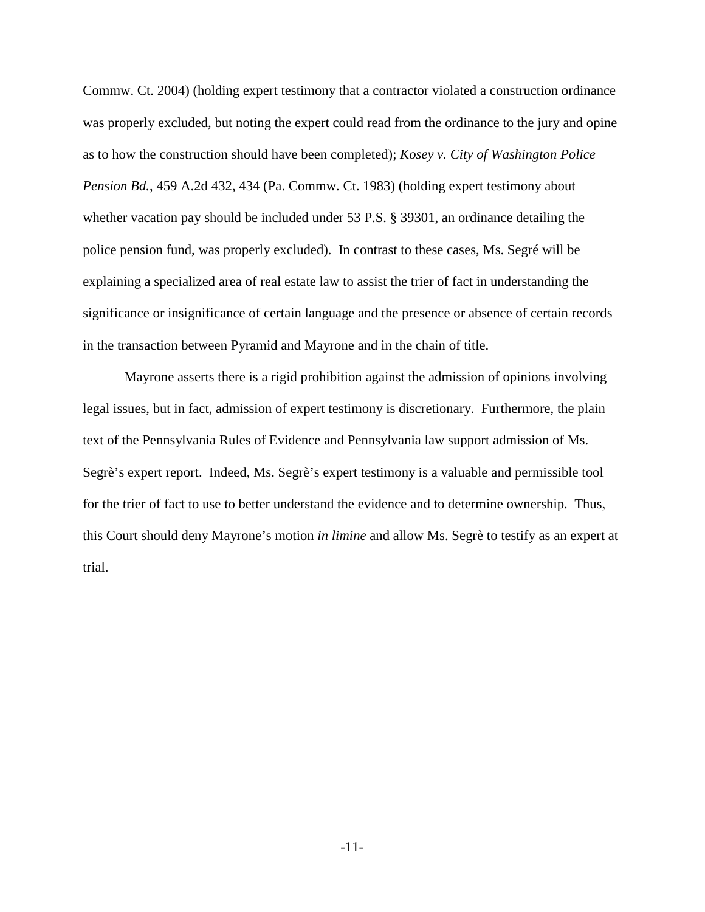Commw. Ct. 2004) (holding expert testimony that a contractor violated a construction ordinance was properly excluded, but noting the expert could read from the ordinance to the jury and opine as to how the construction should have been completed); *Kosey v. City of Washington Police Pension Bd.*, 459 A.2d 432, 434 (Pa. Commw. Ct. 1983) (holding expert testimony about whether vacation pay should be included under 53 P.S. § 39301, an ordinance detailing the police pension fund, was properly excluded). In contrast to these cases, Ms. Segré will be explaining a specialized area of real estate law to assist the trier of fact in understanding the significance or insignificance of certain language and the presence or absence of certain records in the transaction between Pyramid and Mayrone and in the chain of title.

Mayrone asserts there is a rigid prohibition against the admission of opinions involving legal issues, but in fact, admission of expert testimony is discretionary. Furthermore, the plain text of the Pennsylvania Rules of Evidence and Pennsylvania law support admission of Ms. Segrè's expert report. Indeed, Ms. Segrè's expert testimony is a valuable and permissible tool for the trier of fact to use to better understand the evidence and to determine ownership. Thus, this Court should deny Mayrone's motion *in limine* and allow Ms. Segrè to testify as an expert at trial.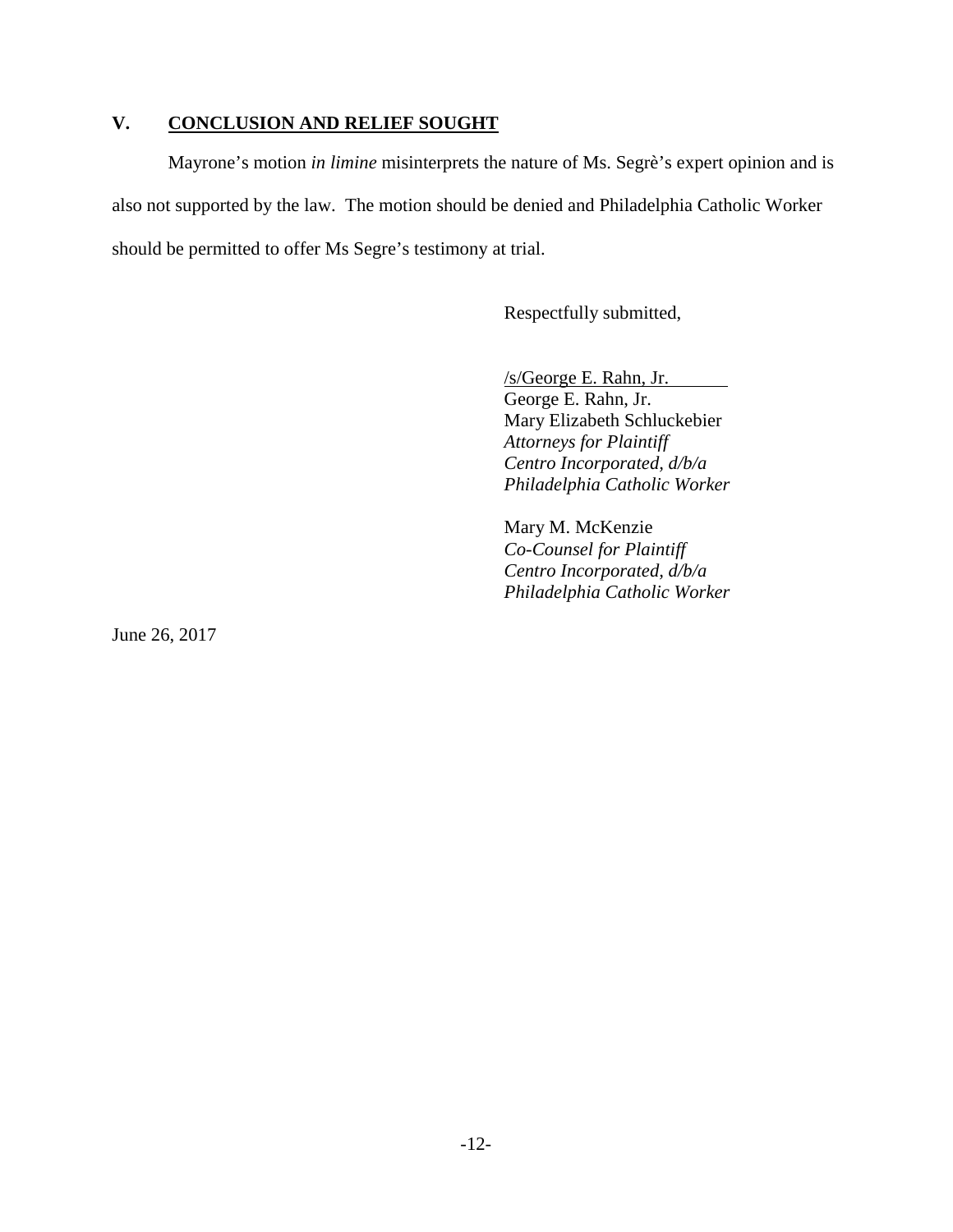## V. CONCLUSION AND RELIEF SOUGHT

Mayrone's motion *in limine* misinterprets the nature of Ms. Segrè's expert opinion and is also not supported by the law. The motion should be denied and Philadelphia Catholic Worker should be permitted to offer Ms Segre's testimony at trial.

Respectfully submitted,

/s/George E. Rahn, Jr.
George E. Rahn, Jr.
Mary Elizabeth Schluckebier
*Attorneys for Plaintiff*
*Centro Incorporated, d/b/a*
*Philadelphia Catholic Worker*

Mary M. McKenzie
*Co-Counsel for Plaintiff*
*Centro Incorporated, d/b/a*
*Philadelphia Catholic Worker*

June 26, 2017